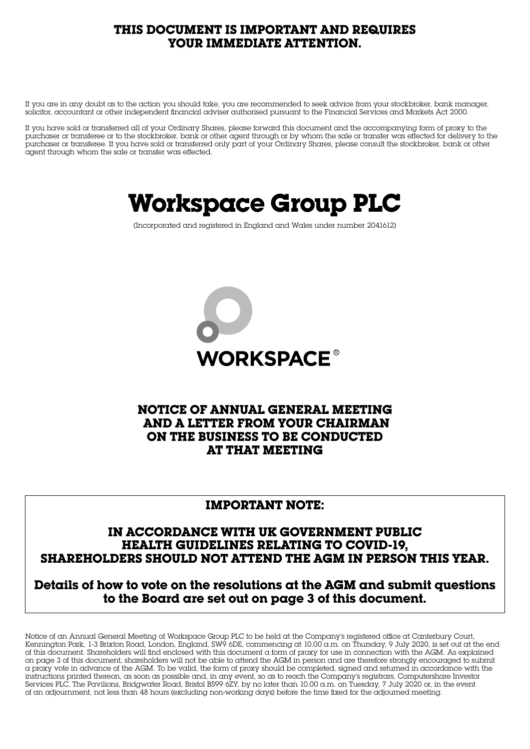**THIS DOCUMENT IS IMPORTANT AND REQUIRES YOUR IMMEDIATE ATTENTION.**

If you are in any doubt as to the action you should take, you are recommended to seek advice from your stockbroker, bank manager, solicitor, accountant or other independent financial adviser authorised pursuant to the Financial Services and Markets Act 2000.

If you have sold or transferred all of your Ordinary Shares, please forward this document and the accompanying form of proxy to the purchaser or transferee or to the stockbroker, bank or other agent through or by whom the sale or transfer was effected for delivery to the purchaser or transferee. If you have sold or transferred only part of your Ordinary Shares, please consult the stockbroker, bank or other agent through whom the sale or transfer was effected.

# Workspace Group PLC

(Incorporated and registered in England and Wales under number 2041612)

WORKSPACE®

## NOTICE OF ANNUAL GENERAL MEETING AND A LETTER FROM YOUR CHAIRMAN ON THE BUSINESS TO BE CONDUCTED AT THAT MEETING

**IMPORTANT NOTE:**

**IN ACCORDANCE WITH UK GOVERNMENT PUBLIC HEALTH GUIDELINES RELATING TO COVID-19, SHAREHOLDERS SHOULD NOT ATTEND THE AGM IN PERSON THIS YEAR.**

**Details of how to vote on the resolutions at the AGM and submit questions to the Board are set out on page 3 of this document.**

Notice of an Annual General Meeting of Workspace Group PLC to be held at the Company's registered office at Canterbury Court, Kennington Park, 1-3 Brixton Road, London, England, SW9 6DE, commencing at 10.00 a.m. on Thursday, 9 July 2020, is set out at the end of this document. Shareholders will find enclosed with this document a form of proxy for use in connection with the AGM. As explained on page 3 of this document, shareholders will not be able to attend the AGM in person and are therefore strongly encouraged to submit a proxy vote in advance of the AGM. To be valid, the form of proxy should be completed, signed and returned in accordance with the instructions printed thereon, as soon as possible and, in any event, so as to reach the Company's registrars, Computershare Investor Services PLC, The Pavilions, Bridgwater Road, Bristol BS99 6ZY, by no later than 10.00 a.m. on Tuesday, 7 July 2020 or, in the event of an adjournment, not less than 48 hours (excluding non-working days) before the time fixed for the adjourned meeting.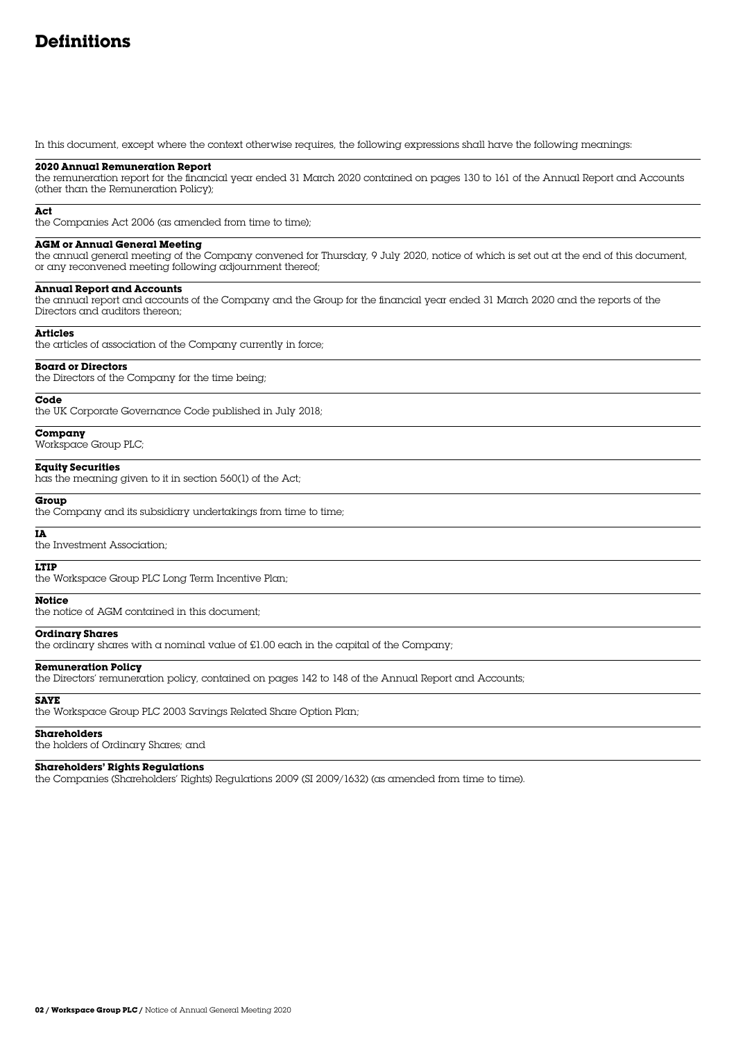# Definitions

In this document, except where the context otherwise requires, the following expressions shall have the following meanings:

**2020 Annual Remuneration Report**
the remuneration report for the financial year ended 31 March 2020 contained on pages 130 to 161 of the Annual Report and Accounts (other than the Remuneration Policy);

**Act**
the Companies Act 2006 (as amended from time to time);

**AGM or Annual General Meeting**
the annual general meeting of the Company convened for Thursday, 9 July 2020, notice of which is set out at the end of this document, or any reconvened meeting following adjournment thereof;

**Annual Report and Accounts**
the annual report and accounts of the Company and the Group for the financial year ended 31 March 2020 and the reports of the Directors and auditors thereon;

**Articles**
the articles of association of the Company currently in force;

**Board or Directors**
the Directors of the Company for the time being;

**Code**
the UK Corporate Governance Code published in July 2018;

**Company**
Workspace Group PLC;

**Equity Securities**
has the meaning given to it in section 560(1) of the Act;

**Group**
the Company and its subsidiary undertakings from time to time;

**IA**
the Investment Association;

**LTIP**
the Workspace Group PLC Long Term Incentive Plan;

**Notice**
the notice of AGM contained in this document;

**Ordinary Shares**
the ordinary shares with a nominal value of £1.00 each in the capital of the Company;

**Remuneration Policy**
the Directors' remuneration policy, contained on pages 142 to 148 of the Annual Report and Accounts;

**SAYE**
the Workspace Group PLC 2003 Savings Related Share Option Plan;

**Shareholders**
the holders of Ordinary Shares; and

**Shareholders' Rights Regulations**
the Companies (Shareholders' Rights) Regulations 2009 (SI 2009/1632) (as amended from time to time).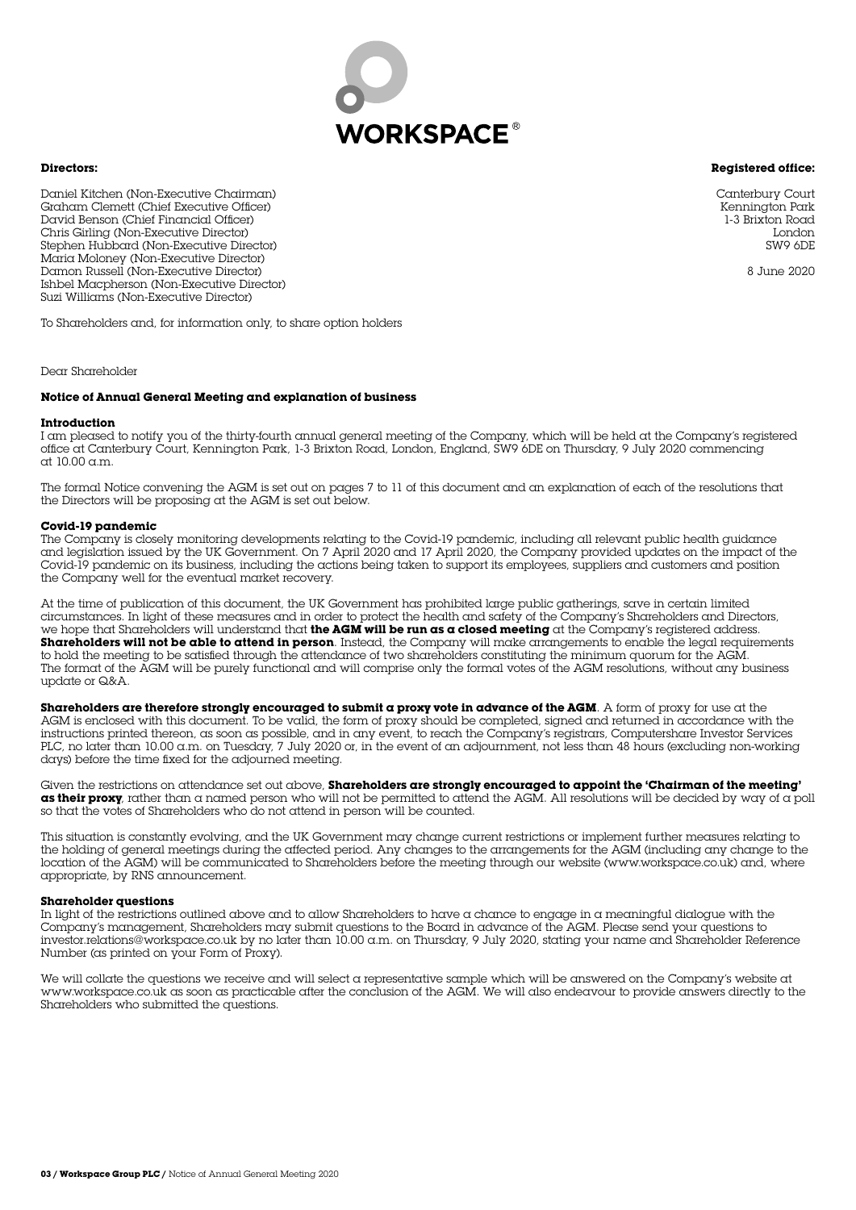**Directors:**

Daniel Kitchen (Non-Executive Chairman)
Graham Clemett (Chief Executive Officer)
David Benson (Chief Financial Officer)
Chris Girling (Non-Executive Director)
Stephen Hubbard (Non-Executive Director)
Maria Moloney (Non-Executive Director)
Damon Russell (Non-Executive Director)
Ishbel Macpherson (Non-Executive Director)
Suzi Williams (Non-Executive Director)

**Registered office:**

Canterbury Court
Kennington Park
1-3 Brixton Road
London
SW9 6DE

8 June 2020

To Shareholders and, for information only, to share option holders

Dear Shareholder

**Notice of Annual General Meeting and explanation of business**

**Introduction**

I am pleased to notify you of the thirty-fourth annual general meeting of the Company, which will be held at the Company's registered office at Canterbury Court, Kennington Park, 1-3 Brixton Road, London, England, SW9 6DE on Thursday, 9 July 2020 commencing at 10.00 a.m.

The formal Notice convening the AGM is set out on pages 7 to 11 of this document and an explanation of each of the resolutions that the Directors will be proposing at the AGM is set out below.

**Covid-19 pandemic**

The Company is closely monitoring developments relating to the Covid-19 pandemic, including all relevant public health guidance and legislation issued by the UK Government. On 7 April 2020 and 17 April 2020, the Company provided updates on the impact of the Covid-19 pandemic on its business, including the actions being taken to support its employees, suppliers and customers and position the Company well for the eventual market recovery.

At the time of publication of this document, the UK Government has prohibited large public gatherings, save in certain limited circumstances. In light of these measures and in order to protect the health and safety of the Company's Shareholders and Directors, we hope that Shareholders will understand that **the AGM will be run as a closed meeting** at the Company's registered address. **Shareholders will not be able to attend in person**. Instead, the Company will make arrangements to enable the legal requirements to hold the meeting to be satisfied through the attendance of two shareholders constituting the minimum quorum for the AGM. The format of the AGM will be purely functional and will comprise only the formal votes of the AGM resolutions, without any business update or Q&A.

**Shareholders are therefore strongly encouraged to submit a proxy vote in advance of the AGM**. A form of proxy for use at the AGM is enclosed with this document. To be valid, the form of proxy should be completed, signed and returned in accordance with the instructions printed thereon, as soon as possible, and in any event, to reach the Company's registrars, Computershare Investor Services PLC, no later than 10.00 a.m. on Tuesday, 7 July 2020 or, in the event of an adjournment, not less than 48 hours (excluding non-working days) before the time fixed for the adjourned meeting.

Given the restrictions on attendance set out above, **Shareholders are strongly encouraged to appoint the 'Chairman of the meeting' as their proxy**, rather than a named person who will not be permitted to attend the AGM. All resolutions will be decided by way of a poll so that the votes of Shareholders who do not attend in person will be counted.

This situation is constantly evolving, and the UK Government may change current restrictions or implement further measures relating to the holding of general meetings during the affected period. Any changes to the arrangements for the AGM (including any change to the location of the AGM) will be communicated to Shareholders before the meeting through our website (www.workspace.co.uk) and, where appropriate, by RNS announcement.

**Shareholder questions**

In light of the restrictions outlined above and to allow Shareholders to have a chance to engage in a meaningful dialogue with the Company's management, Shareholders may submit questions to the Board in advance of the AGM. Please send your questions to investor.relations@workspace.co.uk by no later than 10.00 a.m. on Thursday, 9 July 2020, stating your name and Shareholder Reference Number (as printed on your Form of Proxy).

We will collate the questions we receive and will select a representative sample which will be answered on the Company's website at www.workspace.co.uk as soon as practicable after the conclusion of the AGM. We will also endeavour to provide answers directly to the Shareholders who submitted the questions.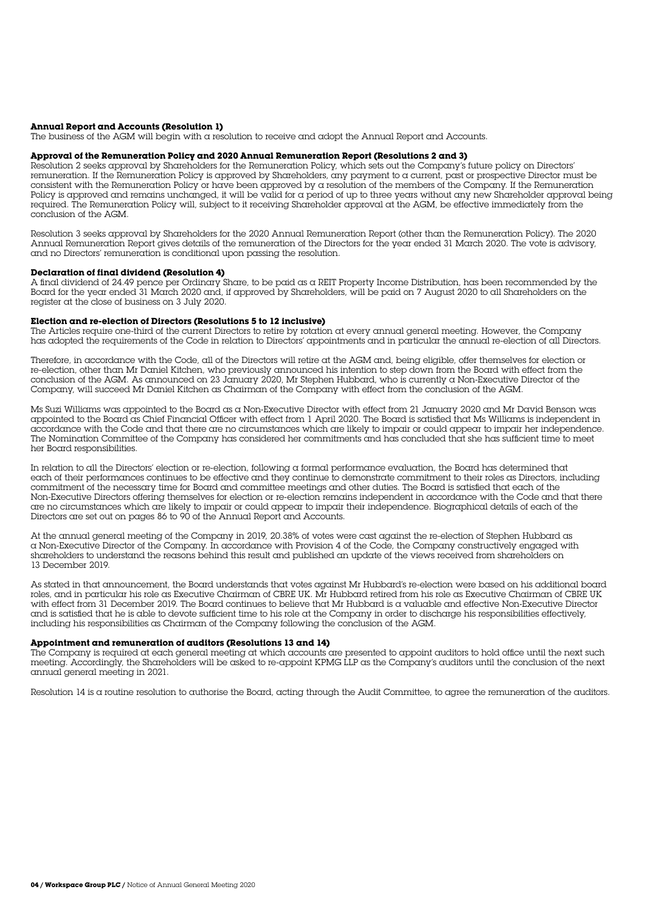**Annual Report and Accounts (Resolution 1)**
The business of the AGM will begin with a resolution to receive and adopt the Annual Report and Accounts.

**Approval of the Remuneration Policy and 2020 Annual Remuneration Report (Resolutions 2 and 3)**
Resolution 2 seeks approval by Shareholders for the Remuneration Policy, which sets out the Company's future policy on Directors' remuneration. If the Remuneration Policy is approved by Shareholders, any payment to a current, past or prospective Director must be consistent with the Remuneration Policy or have been approved by a resolution of the members of the Company. If the Remuneration Policy is approved and remains unchanged, it will be valid for a period of up to three years without any new Shareholder approval being required. The Remuneration Policy will, subject to it receiving Shareholder approval at the AGM, be effective immediately from the conclusion of the AGM.

Resolution 3 seeks approval by Shareholders for the 2020 Annual Remuneration Report (other than the Remuneration Policy). The 2020 Annual Remuneration Report gives details of the remuneration of the Directors for the year ended 31 March 2020. The vote is advisory, and no Directors' remuneration is conditional upon passing the resolution.

**Declaration of final dividend (Resolution 4)**
A final dividend of 24.49 pence per Ordinary Share, to be paid as a REIT Property Income Distribution, has been recommended by the Board for the year ended 31 March 2020 and, if approved by Shareholders, will be paid on 7 August 2020 to all Shareholders on the register at the close of business on 3 July 2020.

**Election and re-election of Directors (Resolutions 5 to 12 inclusive)**
The Articles require one-third of the current Directors to retire by rotation at every annual general meeting. However, the Company has adopted the requirements of the Code in relation to Directors' appointments and in particular the annual re-election of all Directors.

Therefore, in accordance with the Code, all of the Directors will retire at the AGM and, being eligible, offer themselves for election or re-election, other than Mr Daniel Kitchen, who previously announced his intention to step down from the Board with effect from the conclusion of the AGM. As announced on 23 January 2020, Mr Stephen Hubbard, who is currently a Non-Executive Director of the Company, will succeed Mr Daniel Kitchen as Chairman of the Company with effect from the conclusion of the AGM.

Ms Suzi Williams was appointed to the Board as a Non-Executive Director with effect from 21 January 2020 and Mr David Benson was appointed to the Board as Chief Financial Officer with effect from 1 April 2020. The Board is satisfied that Ms Williams is independent in accordance with the Code and that there are no circumstances which are likely to impair or could appear to impair her independence. The Nomination Committee of the Company has considered her commitments and has concluded that she has sufficient time to meet her Board responsibilities.

In relation to all the Directors' election or re-election, following a formal performance evaluation, the Board has determined that each of their performances continues to be effective and they continue to demonstrate commitment to their roles as Directors, including commitment of the necessary time for Board and committee meetings and other duties. The Board is satisfied that each of the Non-Executive Directors offering themselves for election or re-election remains independent in accordance with the Code and that there are no circumstances which are likely to impair or could appear to impair their independence. Biographical details of each of the Directors are set out on pages 86 to 90 of the Annual Report and Accounts.

At the annual general meeting of the Company in 2019, 20.38% of votes were cast against the re-election of Stephen Hubbard as a Non-Executive Director of the Company. In accordance with Provision 4 of the Code, the Company constructively engaged with shareholders to understand the reasons behind this result and published an update of the views received from shareholders on 13 December 2019.

As stated in that announcement, the Board understands that votes against Mr Hubbard's re-election were based on his additional board roles, and in particular his role as Executive Chairman of CBRE UK. Mr Hubbard retired from his role as Executive Chairman of CBRE UK with effect from 31 December 2019. The Board continues to believe that Mr Hubbard is a valuable and effective Non-Executive Director and is satisfied that he is able to devote sufficient time to his role at the Company in order to discharge his responsibilities effectively, including his responsibilities as Chairman of the Company following the conclusion of the AGM.

**Appointment and remuneration of auditors (Resolutions 13 and 14)**
The Company is required at each general meeting at which accounts are presented to appoint auditors to hold office until the next such meeting. Accordingly, the Shareholders will be asked to re-appoint KPMG LLP as the Company's auditors until the conclusion of the next annual general meeting in 2021.

Resolution 14 is a routine resolution to authorise the Board, acting through the Audit Committee, to agree the remuneration of the auditors.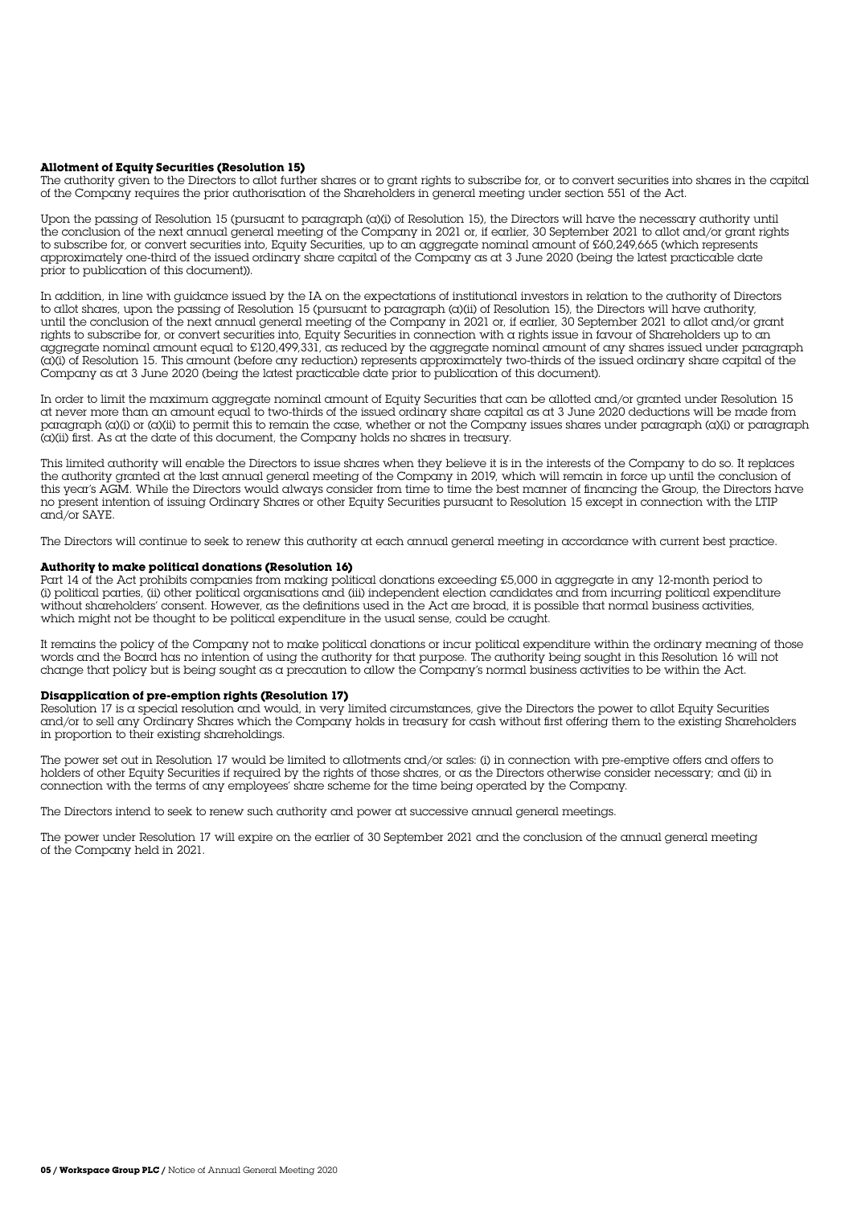**Allotment of Equity Securities (Resolution 15)**

The authority given to the Directors to allot further shares or to grant rights to subscribe for, or to convert securities into shares in the capital of the Company requires the prior authorisation of the Shareholders in general meeting under section 551 of the Act.

Upon the passing of Resolution 15 (pursuant to paragraph (a)(i) of Resolution 15), the Directors will have the necessary authority until the conclusion of the next annual general meeting of the Company in 2021 or, if earlier, 30 September 2021 to allot and/or grant rights to subscribe for, or convert securities into, Equity Securities, up to an aggregate nominal amount of £60,249,665 (which represents approximately one-third of the issued ordinary share capital of the Company as at 3 June 2020 (being the latest practicable date prior to publication of this document)).

In addition, in line with guidance issued by the IA on the expectations of institutional investors in relation to the authority of Directors to allot shares, upon the passing of Resolution 15 (pursuant to paragraph (a)(ii) of Resolution 15), the Directors will have authority, until the conclusion of the next annual general meeting of the Company in 2021 or, if earlier, 30 September 2021 to allot and/or grant rights to subscribe for, or convert securities into, Equity Securities in connection with a rights issue in favour of Shareholders up to an aggregate nominal amount equal to £120,499,331, as reduced by the aggregate nominal amount of any shares issued under paragraph (a)(i) of Resolution 15. This amount (before any reduction) represents approximately two-thirds of the issued ordinary share capital of the Company as at 3 June 2020 (being the latest practicable date prior to publication of this document).

In order to limit the maximum aggregate nominal amount of Equity Securities that can be allotted and/or granted under Resolution 15 at never more than an amount equal to two-thirds of the issued ordinary share capital as at 3 June 2020 deductions will be made from paragraph (a)(i) or (a)(ii) to permit this to remain the case, whether or not the Company issues shares under paragraph (a)(i) or paragraph (a)(ii) first. As at the date of this document, the Company holds no shares in treasury.

This limited authority will enable the Directors to issue shares when they believe it is in the interests of the Company to do so. It replaces the authority granted at the last annual general meeting of the Company in 2019, which will remain in force up until the conclusion of this year's AGM. While the Directors would always consider from time to time the best manner of financing the Group, the Directors have no present intention of issuing Ordinary Shares or other Equity Securities pursuant to Resolution 15 except in connection with the LTIP and/or SAYE.

The Directors will continue to seek to renew this authority at each annual general meeting in accordance with current best practice.

**Authority to make political donations (Resolution 16)**

Part 14 of the Act prohibits companies from making political donations exceeding £5,000 in aggregate in any 12-month period to (i) political parties, (ii) other political organisations and (iii) independent election candidates and from incurring political expenditure without shareholders' consent. However, as the definitions used in the Act are broad, it is possible that normal business activities, which might not be thought to be political expenditure in the usual sense, could be caught.

It remains the policy of the Company not to make political donations or incur political expenditure within the ordinary meaning of those words and the Board has no intention of using the authority for that purpose. The authority being sought in this Resolution 16 will not change that policy but is being sought as a precaution to allow the Company's normal business activities to be within the Act.

**Disapplication of pre-emption rights (Resolution 17)**

Resolution 17 is a special resolution and would, in very limited circumstances, give the Directors the power to allot Equity Securities and/or to sell any Ordinary Shares which the Company holds in treasury for cash without first offering them to the existing Shareholders in proportion to their existing shareholdings.

The power set out in Resolution 17 would be limited to allotments and/or sales: (i) in connection with pre-emptive offers and offers to holders of other Equity Securities if required by the rights of those shares, or as the Directors otherwise consider necessary; and (ii) in connection with the terms of any employees' share scheme for the time being operated by the Company.

The Directors intend to seek to renew such authority and power at successive annual general meetings.

The power under Resolution 17 will expire on the earlier of 30 September 2021 and the conclusion of the annual general meeting of the Company held in 2021.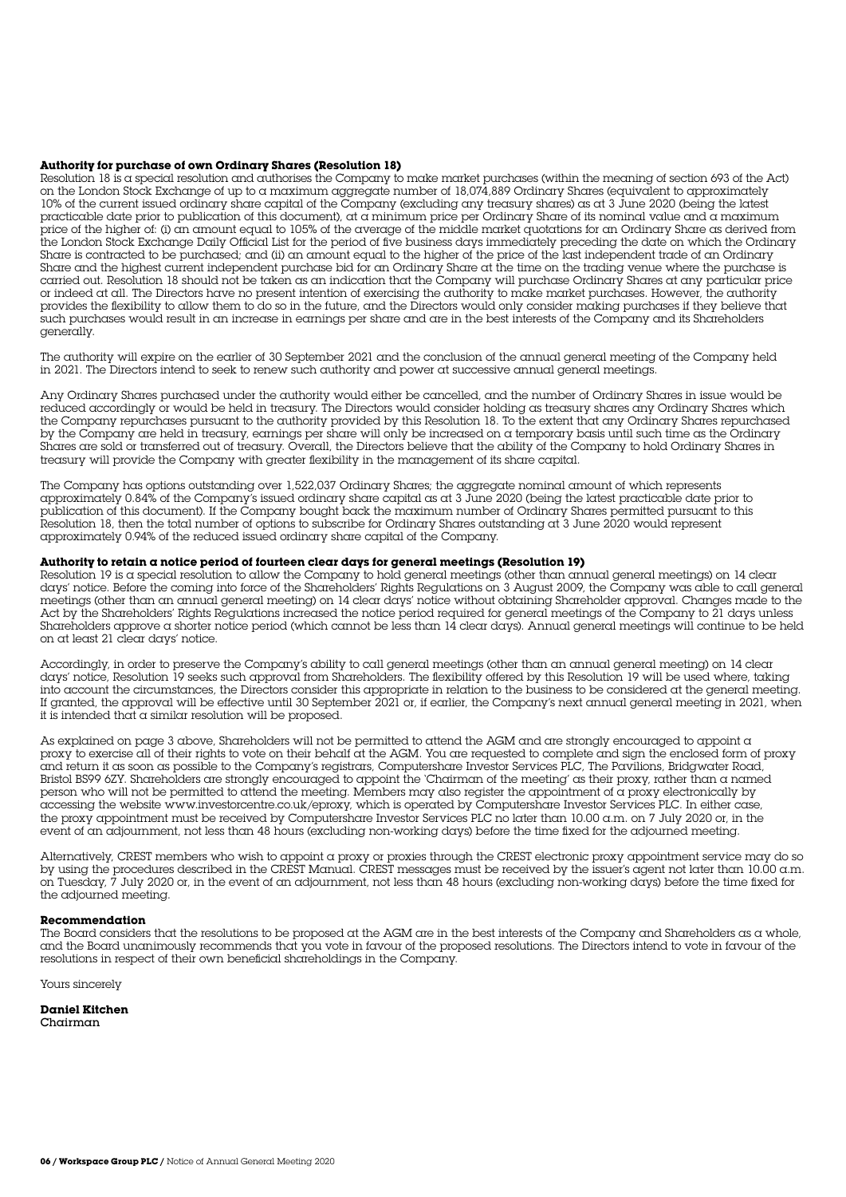**Authority for purchase of own Ordinary Shares (Resolution 18)**

Resolution 18 is a special resolution and authorises the Company to make market purchases (within the meaning of section 693 of the Act) on the London Stock Exchange of up to a maximum aggregate number of 18,074,889 Ordinary Shares (equivalent to approximately 10% of the current issued ordinary share capital of the Company (excluding any treasury shares) as at 3 June 2020 (being the latest practicable date prior to publication of this document), at a minimum price per Ordinary Share of its nominal value and a maximum price of the higher of: (i) an amount equal to 105% of the average of the middle market quotations for an Ordinary Share as derived from the London Stock Exchange Daily Official List for the period of five business days immediately preceding the date on which the Ordinary Share is contracted to be purchased; and (ii) an amount equal to the higher of the price of the last independent trade of an Ordinary Share and the highest current independent purchase bid for an Ordinary Share at the time on the trading venue where the purchase is carried out. Resolution 18 should not be taken as an indication that the Company will purchase Ordinary Shares at any particular price or indeed at all. The Directors have no present intention of exercising the authority to make market purchases. However, the authority provides the flexibility to allow them to do so in the future, and the Directors would only consider making purchases if they believe that such purchases would result in an increase in earnings per share and are in the best interests of the Company and its Shareholders generally.

The authority will expire on the earlier of 30 September 2021 and the conclusion of the annual general meeting of the Company held in 2021. The Directors intend to seek to renew such authority and power at successive annual general meetings.

Any Ordinary Shares purchased under the authority would either be cancelled, and the number of Ordinary Shares in issue would be reduced accordingly or would be held in treasury. The Directors would consider holding as treasury shares any Ordinary Shares which the Company repurchases pursuant to the authority provided by this Resolution 18. To the extent that any Ordinary Shares repurchased by the Company are held in treasury, earnings per share will only be increased on a temporary basis until such time as the Ordinary Shares are sold or transferred out of treasury. Overall, the Directors believe that the ability of the Company to hold Ordinary Shares in treasury will provide the Company with greater flexibility in the management of its share capital.

The Company has options outstanding over 1,522,037 Ordinary Shares; the aggregate nominal amount of which represents approximately 0.84% of the Company's issued ordinary share capital as at 3 June 2020 (being the latest practicable date prior to publication of this document). If the Company bought back the maximum number of Ordinary Shares permitted pursuant to this Resolution 18, then the total number of options to subscribe for Ordinary Shares outstanding at 3 June 2020 would represent approximately 0.94% of the reduced issued ordinary share capital of the Company.

**Authority to retain a notice period of fourteen clear days for general meetings (Resolution 19)**

Resolution 19 is a special resolution to allow the Company to hold general meetings (other than annual general meetings) on 14 clear days' notice. Before the coming into force of the Shareholders' Rights Regulations on 3 August 2009, the Company was able to call general meetings (other than an annual general meeting) on 14 clear days' notice without obtaining Shareholder approval. Changes made to the Act by the Shareholders' Rights Regulations increased the notice period required for general meetings of the Company to 21 days unless Shareholders approve a shorter notice period (which cannot be less than 14 clear days). Annual general meetings will continue to be held on at least 21 clear days' notice.

Accordingly, in order to preserve the Company's ability to call general meetings (other than an annual general meeting) on 14 clear days' notice, Resolution 19 seeks such approval from Shareholders. The flexibility offered by this Resolution 19 will be used where, taking into account the circumstances, the Directors consider this appropriate in relation to the business to be considered at the general meeting. If granted, the approval will be effective until 30 September 2021 or, if earlier, the Company's next annual general meeting in 2021, when it is intended that a similar resolution will be proposed.

As explained on page 3 above, Shareholders will not be permitted to attend the AGM and are strongly encouraged to appoint a proxy to exercise all of their rights to vote on their behalf at the AGM. You are requested to complete and sign the enclosed form of proxy and return it as soon as possible to the Company's registrars, Computershare Investor Services PLC, The Pavilions, Bridgwater Road, Bristol BS99 6ZY. Shareholders are strongly encouraged to appoint the 'Chairman of the meeting' as their proxy, rather than a named person who will not be permitted to attend the meeting. Members may also register the appointment of a proxy electronically by accessing the website www.investorcentre.co.uk/eproxy, which is operated by Computershare Investor Services PLC. In either case, the proxy appointment must be received by Computershare Investor Services PLC no later than 10.00 a.m. on 7 July 2020 or, in the event of an adjournment, not less than 48 hours (excluding non-working days) before the time fixed for the adjourned meeting.

Alternatively, CREST members who wish to appoint a proxy or proxies through the CREST electronic proxy appointment service may do so by using the procedures described in the CREST Manual. CREST messages must be received by the issuer's agent not later than 10.00 a.m. on Tuesday, 7 July 2020 or, in the event of an adjournment, not less than 48 hours (excluding non-working days) before the time fixed for the adjourned meeting.

**Recommendation**

The Board considers that the resolutions to be proposed at the AGM are in the best interests of the Company and Shareholders as a whole, and the Board unanimously recommends that you vote in favour of the proposed resolutions. The Directors intend to vote in favour of the resolutions in respect of their own beneficial shareholdings in the Company.

Yours sincerely

**Daniel Kitchen**
Chairman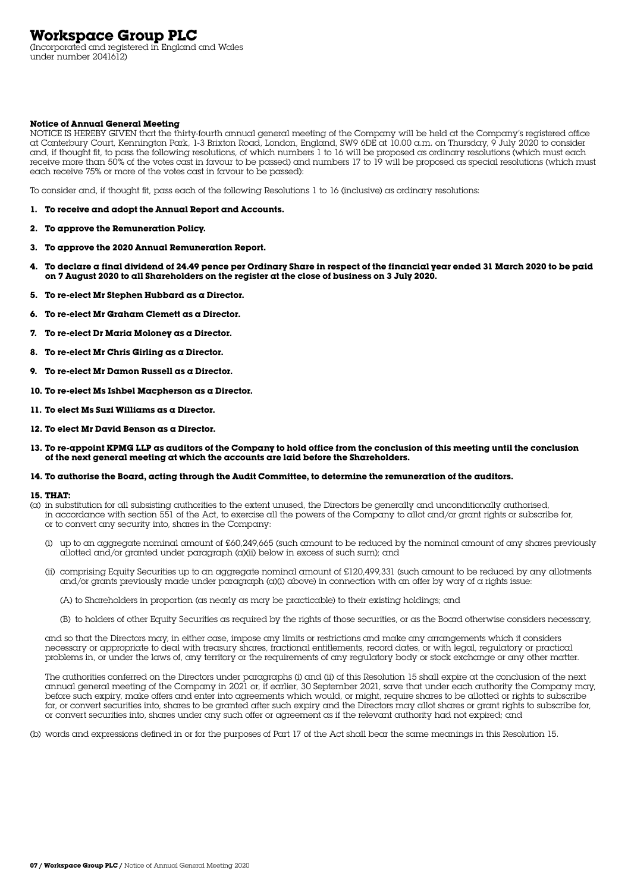# Workspace Group PLC

(Incorporated and registered in England and Wales
under number 2041612)

**Notice of Annual General Meeting**

NOTICE IS HEREBY GIVEN that the thirty-fourth annual general meeting of the Company will be held at the Company's registered office at Canterbury Court, Kennington Park, 1-3 Brixton Road, London, England, SW9 6DE at 10.00 a.m. on Thursday, 9 July 2020 to consider and, if thought fit, to pass the following resolutions, of which numbers 1 to 16 will be proposed as ordinary resolutions (which must each receive more than 50% of the votes cast in favour to be passed) and numbers 17 to 19 will be proposed as special resolutions (which must each receive 75% or more of the votes cast in favour to be passed):

To consider and, if thought fit, pass each of the following Resolutions 1 to 16 (inclusive) as ordinary resolutions:

1. **To receive and adopt the Annual Report and Accounts.**
2. **To approve the Remuneration Policy.**
3. **To approve the 2020 Annual Remuneration Report.**
4. **To declare a final dividend of 24.49 pence per Ordinary Share in respect of the financial year ended 31 March 2020 to be paid on 7 August 2020 to all Shareholders on the register at the close of business on 3 July 2020.**
5. **To re-elect Mr Stephen Hubbard as a Director.**
6. **To re-elect Mr Graham Clemett as a Director.**
7. **To re-elect Dr Maria Moloney as a Director.**
8. **To re-elect Mr Chris Girling as a Director.**
9. **To re-elect Mr Damon Russell as a Director.**
10. **To re-elect Ms Ishbel Macpherson as a Director.**
11. **To elect Ms Suzi Williams as a Director.**
12. **To elect Mr David Benson as a Director.**
13. **To re-appoint KPMG LLP as auditors of the Company to hold office from the conclusion of this meeting until the conclusion of the next general meeting at which the accounts are laid before the Shareholders.**
14. **To authorise the Board, acting through the Audit Committee, to determine the remuneration of the auditors.**

**15. THAT:**

(a) in substitution for all subsisting authorities to the extent unused, the Directors be generally and unconditionally authorised, in accordance with section 551 of the Act, to exercise all the powers of the Company to allot and/or grant rights or subscribe for, or to convert any security into, shares in the Company:

(i) up to an aggregate nominal amount of £60,249,665 (such amount to be reduced by the nominal amount of any shares previously allotted and/or granted under paragraph (a)(ii) below in excess of such sum); and

(ii) comprising Equity Securities up to an aggregate nominal amount of £120,499,331 (such amount to be reduced by any allotments and/or grants previously made under paragraph (a)(i) above) in connection with an offer by way of a rights issue:

(A) to Shareholders in proportion (as nearly as may be practicable) to their existing holdings; and

(B) to holders of other Equity Securities as required by the rights of those securities, or as the Board otherwise considers necessary,

and so that the Directors may, in either case, impose any limits or restrictions and make any arrangements which it considers necessary or appropriate to deal with treasury shares, fractional entitlements, record dates, or with legal, regulatory or practical problems in, or under the laws of, any territory or the requirements of any regulatory body or stock exchange or any other matter.

The authorities conferred on the Directors under paragraphs (i) and (ii) of this Resolution 15 shall expire at the conclusion of the next annual general meeting of the Company in 2021 or, if earlier, 30 September 2021, save that under each authority the Company may, before such expiry, make offers and enter into agreements which would, or might, require shares to be allotted or rights to subscribe for, or convert securities into, shares to be granted after such expiry and the Directors may allot shares or grant rights to subscribe for, or convert securities into, shares under any such offer or agreement as if the relevant authority had not expired; and

(b) words and expressions defined in or for the purposes of Part 17 of the Act shall bear the same meanings in this Resolution 15.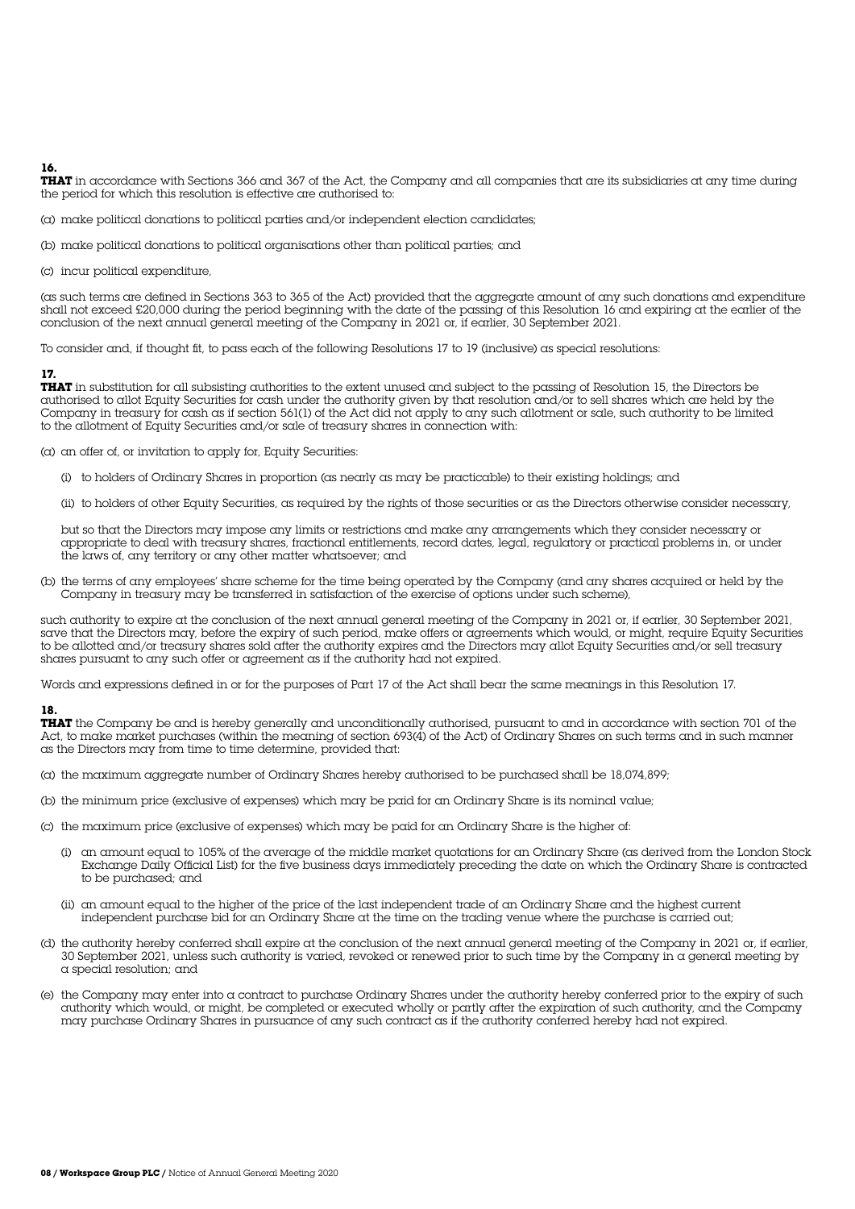**16.**
**THAT** in accordance with Sections 366 and 367 of the Act, the Company and all companies that are its subsidiaries at any time during the period for which this resolution is effective are authorised to:

(a) make political donations to political parties and/or independent election candidates;

(b) make political donations to political organisations other than political parties; and

(c) incur political expenditure,

(as such terms are defined in Sections 363 to 365 of the Act) provided that the aggregate amount of any such donations and expenditure shall not exceed £20,000 during the period beginning with the date of the passing of this Resolution 16 and expiring at the earlier of the conclusion of the next annual general meeting of the Company in 2021 or, if earlier, 30 September 2021.

To consider and, if thought fit, to pass each of the following Resolutions 17 to 19 (inclusive) as special resolutions:

**17.**
**THAT** in substitution for all subsisting authorities to the extent unused and subject to the passing of Resolution 15, the Directors be authorised to allot Equity Securities for cash under the authority given by that resolution and/or to sell shares which are held by the Company in treasury for cash as if section 561(1) of the Act did not apply to any such allotment or sale, such authority to be limited to the allotment of Equity Securities and/or sale of treasury shares in connection with:

(a) an offer of, or invitation to apply for, Equity Securities:

   (i) to holders of Ordinary Shares in proportion (as nearly as may be practicable) to their existing holdings; and

   (ii) to holders of other Equity Securities, as required by the rights of those securities or as the Directors otherwise consider necessary,

   but so that the Directors may impose any limits or restrictions and make any arrangements which they consider necessary or appropriate to deal with treasury shares, fractional entitlements, record dates, legal, regulatory or practical problems in, or under the laws of, any territory or any other matter whatsoever; and

(b) the terms of any employees' share scheme for the time being operated by the Company (and any shares acquired or held by the Company in treasury may be transferred in satisfaction of the exercise of options under such scheme),

such authority to expire at the conclusion of the next annual general meeting of the Company in 2021 or, if earlier, 30 September 2021, save that the Directors may, before the expiry of such period, make offers or agreements which would, or might, require Equity Securities to be allotted and/or treasury shares sold after the authority expires and the Directors may allot Equity Securities and/or sell treasury shares pursuant to any such offer or agreement as if the authority had not expired.

Words and expressions defined in or for the purposes of Part 17 of the Act shall bear the same meanings in this Resolution 17.

**18.**
**THAT** the Company be and is hereby generally and unconditionally authorised, pursuant to and in accordance with section 701 of the Act, to make market purchases (within the meaning of section 693(4) of the Act) of Ordinary Shares on such terms and in such manner as the Directors may from time to time determine, provided that:

(a) the maximum aggregate number of Ordinary Shares hereby authorised to be purchased shall be 18,074,899;

(b) the minimum price (exclusive of expenses) which may be paid for an Ordinary Share is its nominal value;

(c) the maximum price (exclusive of expenses) which may be paid for an Ordinary Share is the higher of:

   (i) an amount equal to 105% of the average of the middle market quotations for an Ordinary Share (as derived from the London Stock Exchange Daily Official List) for the five business days immediately preceding the date on which the Ordinary Share is contracted to be purchased; and

   (ii) an amount equal to the higher of the price of the last independent trade of an Ordinary Share and the highest current independent purchase bid for an Ordinary Share at the time on the trading venue where the purchase is carried out;

(d) the authority hereby conferred shall expire at the conclusion of the next annual general meeting of the Company in 2021 or, if earlier, 30 September 2021, unless such authority is varied, revoked or renewed prior to such time by the Company in a general meeting by a special resolution; and

(e) the Company may enter into a contract to purchase Ordinary Shares under the authority hereby conferred prior to the expiry of such authority which would, or might, be completed or executed wholly or partly after the expiration of such authority, and the Company may purchase Ordinary Shares in pursuance of any such contract as if the authority conferred hereby had not expired.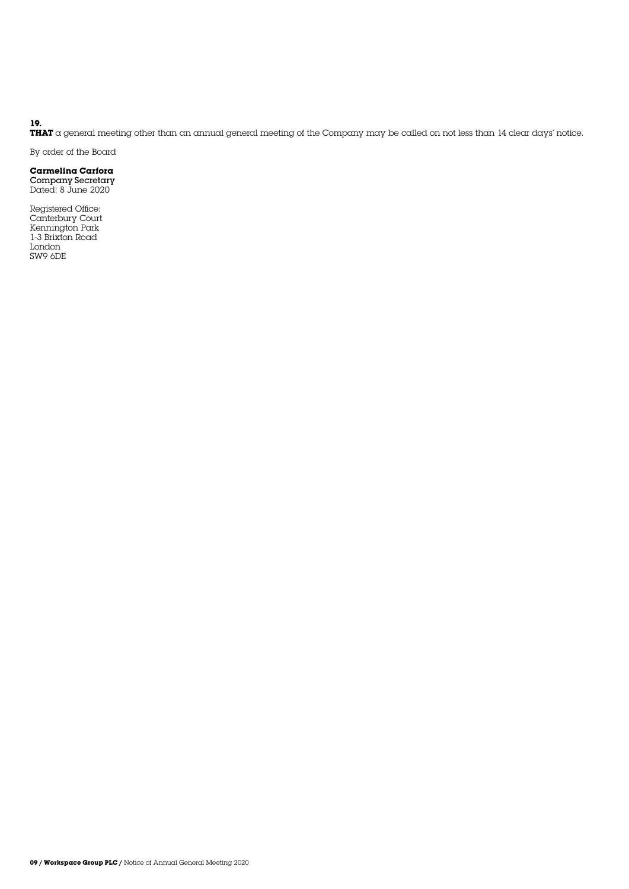**19.**
**THAT** a general meeting other than an annual general meeting of the Company may be called on not less than 14 clear days' notice.

By order of the Board

**Carmelina Carfora**
Company Secretary
Dated: 8 June 2020

Registered Office:
Canterbury Court
Kennington Park
1-3 Brixton Road
London
SW9 6DE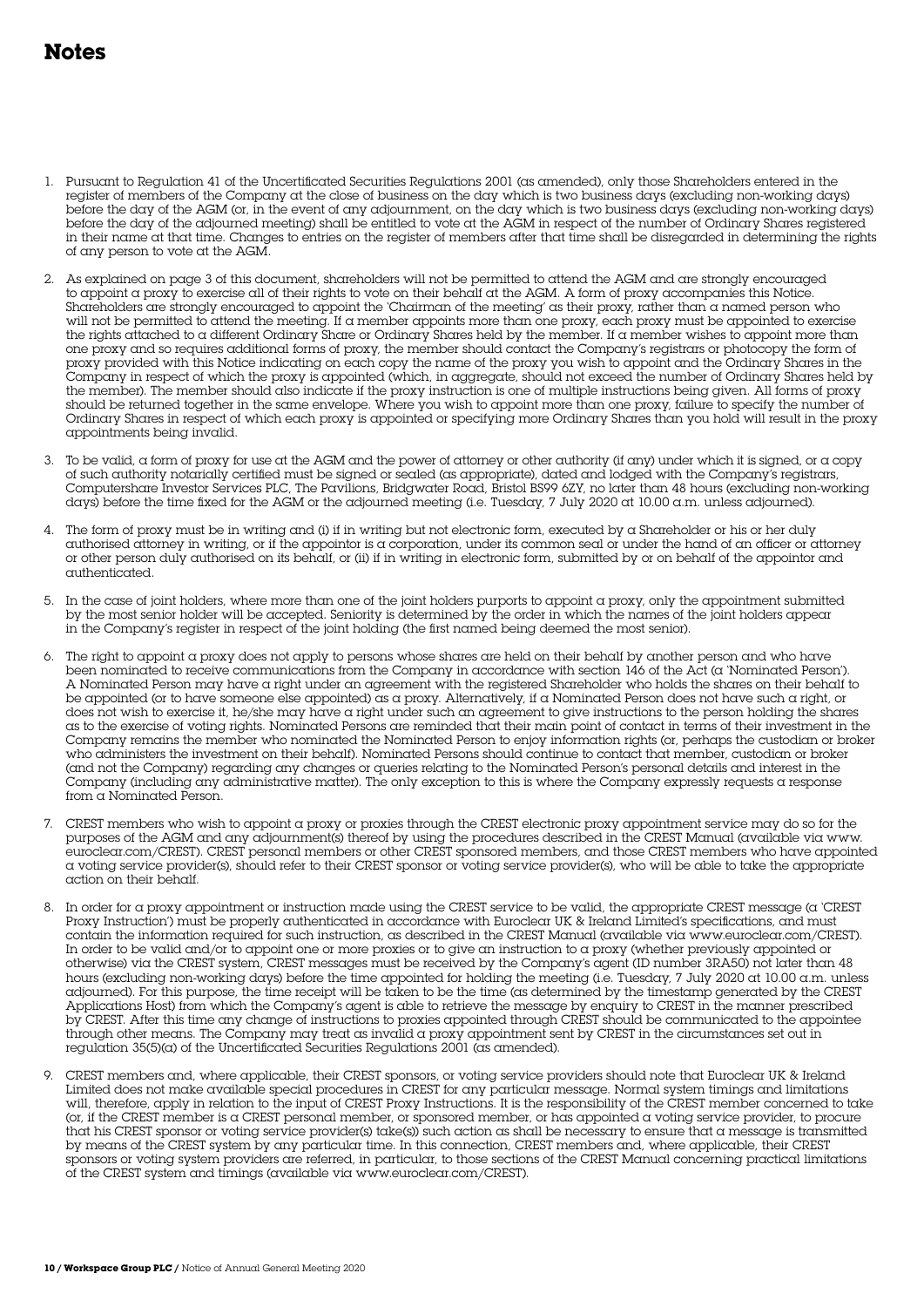# Notes

1. Pursuant to Regulation 41 of the Uncertificated Securities Regulations 2001 (as amended), only those Shareholders entered in the register of members of the Company at the close of business on the day which is two business days (excluding non-working days) before the day of the AGM (or, in the event of any adjournment, on the day which is two business days (excluding non-working days) before the day of the adjourned meeting) shall be entitled to vote at the AGM in respect of the number of Ordinary Shares registered in their name at that time. Changes to entries on the register of members after that time shall be disregarded in determining the rights of any person to vote at the AGM.

2. As explained on page 3 of this document, shareholders will not be permitted to attend the AGM and are strongly encouraged to appoint a proxy to exercise all of their rights to vote on their behalf at the AGM. A form of proxy accompanies this Notice. Shareholders are strongly encouraged to appoint the 'Chairman of the meeting' as their proxy, rather than a named person who will not be permitted to attend the meeting. If a member appoints more than one proxy, each proxy must be appointed to exercise the rights attached to a different Ordinary Share or Ordinary Shares held by the member. If a member wishes to appoint more than one proxy and so requires additional forms of proxy, the member should contact the Company's registrars or photocopy the form of proxy provided with this Notice indicating on each copy the name of the proxy you wish to appoint and the Ordinary Shares in the Company in respect of which the proxy is appointed (which, in aggregate, should not exceed the number of Ordinary Shares held by the member). The member should also indicate if the proxy instruction is one of multiple instructions being given. All forms of proxy should be returned together in the same envelope. Where you wish to appoint more than one proxy, failure to specify the number of Ordinary Shares in respect of which each proxy is appointed or specifying more Ordinary Shares than you hold will result in the proxy appointments being invalid.

3. To be valid, a form of proxy for use at the AGM and the power of attorney or other authority (if any) under which it is signed, or a copy of such authority notarially certified must be signed or sealed (as appropriate), dated and lodged with the Company's registrars, Computershare Investor Services PLC, The Pavilions, Bridgwater Road, Bristol BS99 6ZY, no later than 48 hours (excluding non-working days) before the time fixed for the AGM or the adjourned meeting (i.e. Tuesday, 7 July 2020 at 10.00 a.m. unless adjourned).

4. The form of proxy must be in writing and (i) if in writing but not electronic form, executed by a Shareholder or his or her duly authorised attorney in writing, or if the appointor is a corporation, under its common seal or under the hand of an officer or attorney or other person duly authorised on its behalf, or (ii) if in writing in electronic form, submitted by or on behalf of the appointor and authenticated.

5. In the case of joint holders, where more than one of the joint holders purports to appoint a proxy, only the appointment submitted by the most senior holder will be accepted. Seniority is determined by the order in which the names of the joint holders appear in the Company's register in respect of the joint holding (the first named being deemed the most senior).

6. The right to appoint a proxy does not apply to persons whose shares are held on their behalf by another person and who have been nominated to receive communications from the Company in accordance with section 146 of the Act (a 'Nominated Person'). A Nominated Person may have a right under an agreement with the registered Shareholder who holds the shares on their behalf to be appointed (or to have someone else appointed) as a proxy. Alternatively, if a Nominated Person does not have such a right, or does not wish to exercise it, he/she may have a right under such an agreement to give instructions to the person holding the shares as to the exercise of voting rights. Nominated Persons are reminded that their main point of contact in terms of their investment in the Company remains the member who nominated the Nominated Person to enjoy information rights (or, perhaps the custodian or broker who administers the investment on their behalf). Nominated Persons should continue to contact that member, custodian or broker (and not the Company) regarding any changes or queries relating to the Nominated Person's personal details and interest in the Company (including any administrative matter). The only exception to this is where the Company expressly requests a response from a Nominated Person.

7. CREST members who wish to appoint a proxy or proxies through the CREST electronic proxy appointment service may do so for the purposes of the AGM and any adjournment(s) thereof by using the procedures described in the CREST Manual (available via www.euroclear.com/CREST). CREST personal members or other CREST sponsored members, and those CREST members who have appointed a voting service provider(s), should refer to their CREST sponsor or voting service provider(s), who will be able to take the appropriate action on their behalf.

8. In order for a proxy appointment or instruction made using the CREST service to be valid, the appropriate CREST message (a 'CREST Proxy Instruction') must be properly authenticated in accordance with Euroclear UK & Ireland Limited's specifications, and must contain the information required for such instruction, as described in the CREST Manual (available via www.euroclear.com/CREST). In order to be valid and/or to appoint one or more proxies or to give an instruction to a proxy (whether previously appointed or otherwise) via the CREST system, CREST messages must be received by the Company's agent (ID number 3RA50) not later than 48 hours (excluding non-working days) before the time appointed for holding the meeting (i.e. Tuesday, 7 July 2020 at 10.00 a.m. unless adjourned). For this purpose, the time receipt will be taken to be the time (as determined by the timestamp generated by the CREST Applications Host) from which the Company's agent is able to retrieve the message by enquiry to CREST in the manner prescribed by CREST. After this time any change of instructions to proxies appointed through CREST should be communicated to the appointee through other means. The Company may treat as invalid a proxy appointment sent by CREST in the circumstances set out in regulation 35(5)(a) of the Uncertificated Securities Regulations 2001 (as amended).

9. CREST members and, where applicable, their CREST sponsors, or voting service providers should note that Euroclear UK & Ireland Limited does not make available special procedures in CREST for any particular message. Normal system timings and limitations will, therefore, apply in relation to the input of CREST Proxy Instructions. It is the responsibility of the CREST member concerned to take (or, if the CREST member is a CREST personal member, or sponsored member, or has appointed a voting service provider, to procure that his CREST sponsor or voting service provider(s) take(s)) such action as shall be necessary to ensure that a message is transmitted by means of the CREST system by any particular time. In this connection, CREST members and, where applicable, their CREST sponsors or voting system providers are referred, in particular, to those sections of the CREST Manual concerning practical limitations of the CREST system and timings (available via www.euroclear.com/CREST).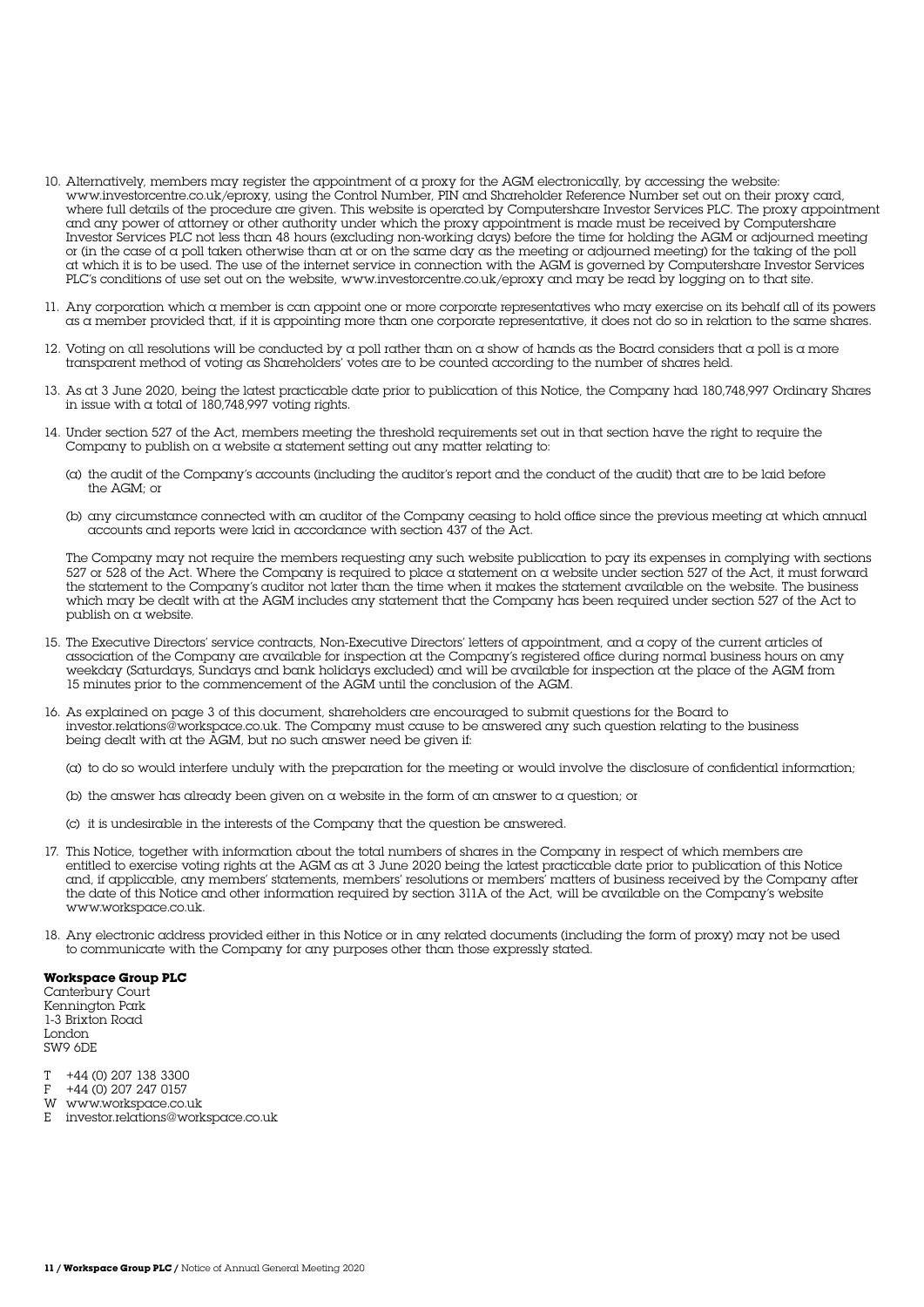10. Alternatively, members may register the appointment of a proxy for the AGM electronically, by accessing the website: www.investorcentre.co.uk/eproxy, using the Control Number, PIN and Shareholder Reference Number set out on their proxy card, where full details of the procedure are given. This website is operated by Computershare Investor Services PLC. The proxy appointment and any power of attorney or other authority under which the proxy appointment is made must be received by Computershare Investor Services PLC not less than 48 hours (excluding non-working days) before the time for holding the AGM or adjourned meeting or (in the case of a poll taken otherwise than at or on the same day as the meeting or adjourned meeting) for the taking of the poll at which it is to be used. The use of the internet service in connection with the AGM is governed by Computershare Investor Services PLC's conditions of use set out on the website, www.investorcentre.co.uk/eproxy and may be read by logging on to that site.

11. Any corporation which a member is can appoint one or more corporate representatives who may exercise on its behalf all of its powers as a member provided that, if it is appointing more than one corporate representative, it does not do so in relation to the same shares.

12. Voting on all resolutions will be conducted by a poll rather than on a show of hands as the Board considers that a poll is a more transparent method of voting as Shareholders' votes are to be counted according to the number of shares held.

13. As at 3 June 2020, being the latest practicable date prior to publication of this Notice, the Company had 180,748,997 Ordinary Shares in issue with a total of 180,748,997 voting rights.

14. Under section 527 of the Act, members meeting the threshold requirements set out in that section have the right to require the Company to publish on a website a statement setting out any matter relating to:

    (a) the audit of the Company's accounts (including the auditor's report and the conduct of the audit) that are to be laid before the AGM; or

    (b) any circumstance connected with an auditor of the Company ceasing to hold office since the previous meeting at which annual accounts and reports were laid in accordance with section 437 of the Act.

    The Company may not require the members requesting any such website publication to pay its expenses in complying with sections 527 or 528 of the Act. Where the Company is required to place a statement on a website under section 527 of the Act, it must forward the statement to the Company's auditor not later than the time when it makes the statement available on the website. The business which may be dealt with at the AGM includes any statement that the Company has been required under section 527 of the Act to publish on a website.

15. The Executive Directors' service contracts, Non-Executive Directors' letters of appointment, and a copy of the current articles of association of the Company are available for inspection at the Company's registered office during normal business hours on any weekday (Saturdays, Sundays and bank holidays excluded) and will be available for inspection at the place of the AGM from 15 minutes prior to the commencement of the AGM until the conclusion of the AGM.

16. As explained on page 3 of this document, shareholders are encouraged to submit questions for the Board to investor.relations@workspace.co.uk. The Company must cause to be answered any such question relating to the business being dealt with at the AGM, but no such answer need be given if:

    (a) to do so would interfere unduly with the preparation for the meeting or would involve the disclosure of confidential information;

    (b) the answer has already been given on a website in the form of an answer to a question; or

    (c) it is undesirable in the interests of the Company that the question be answered.

17. This Notice, together with information about the total numbers of shares in the Company in respect of which members are entitled to exercise voting rights at the AGM as at 3 June 2020 being the latest practicable date prior to publication of this Notice and, if applicable, any members' statements, members' resolutions or members' matters of business received by the Company after the date of this Notice and other information required by section 311A of the Act, will be available on the Company's website www.workspace.co.uk.

18. Any electronic address provided either in this Notice or in any related documents (including the form of proxy) may not be used to communicate with the Company for any purposes other than those expressly stated.

**Workspace Group PLC**
Canterbury Court
Kennington Park
1-3 Brixton Road
London
SW9 6DE

T +44 (0) 207 138 3300
F +44 (0) 207 247 0157
W www.workspace.co.uk
E investor.relations@workspace.co.uk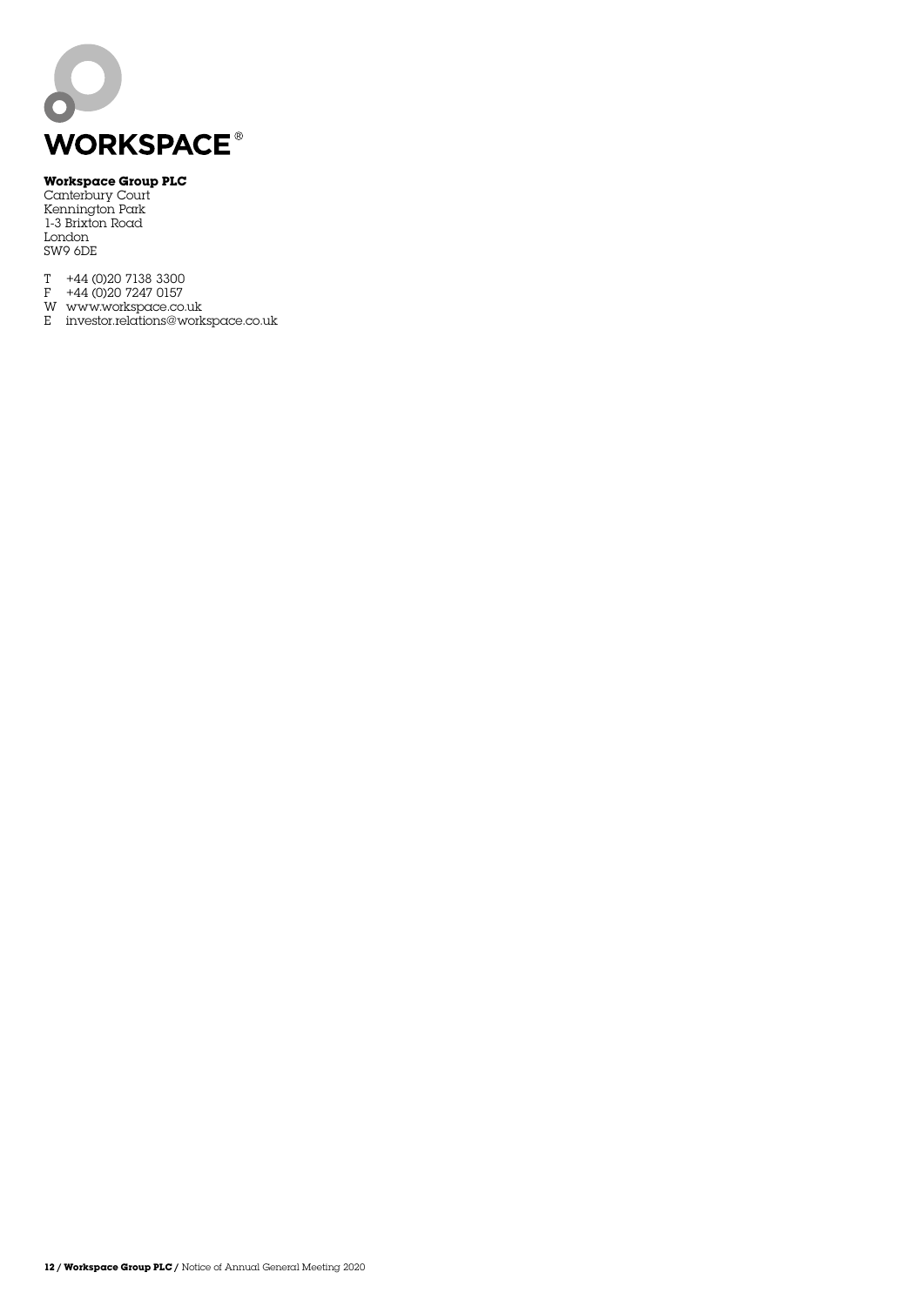**WORKSPACE®**

**Workspace Group PLC**
Canterbury Court
Kennington Park
1-3 Brixton Road
London
SW9 6DE

T +44 (0)20 7138 3300
F +44 (0)20 7247 0157
W www.workspace.co.uk
E investor.relations@workspace.co.uk